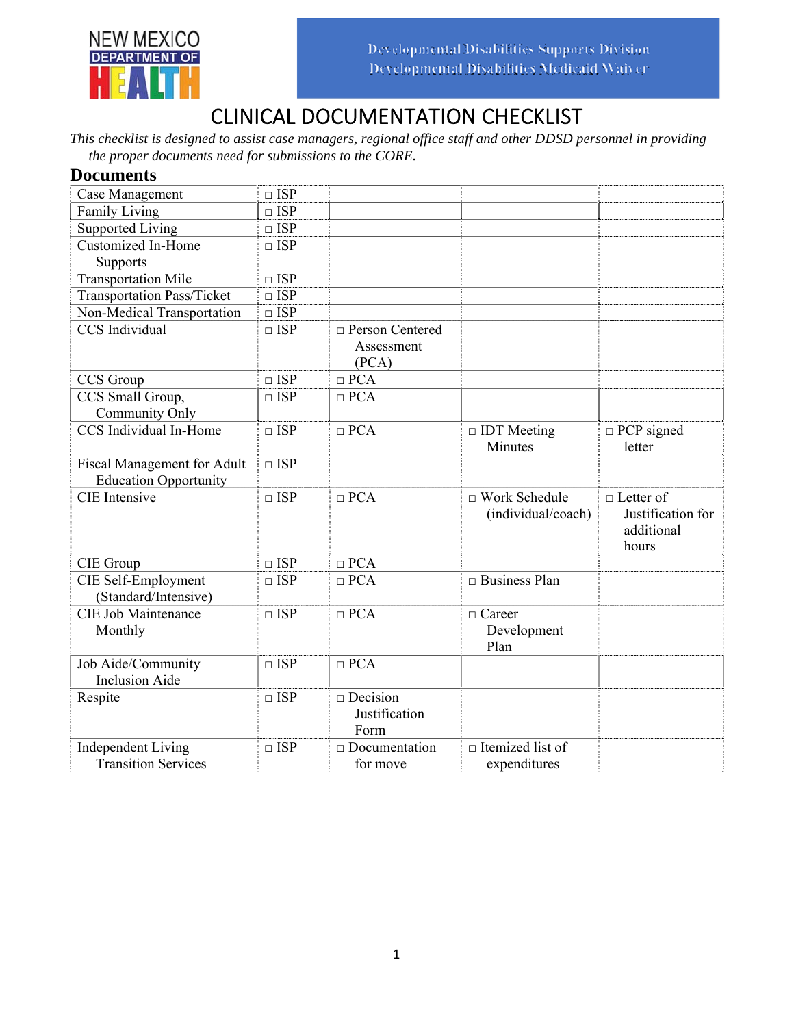NEW MEXICO DEPARTMENT OF HEALTH

Developmental Disabilities Supports Division
Developmental Disabilities Medicaid Waiver

# CLINICAL DOCUMENTATION CHECKLIST

*This checklist is designed to assist case managers, regional office staff and other DDSD personnel in providing the proper documents need for submissions to the CORE.*

## Documents

| | | | | |
|---|---|---|---|---|
| Case Management | □ ISP | | | |
| Family Living | □ ISP | | | |
| Supported Living | □ ISP | | | |
| Customized In-Home Supports | □ ISP | | | |
| Transportation Mile | □ ISP | | | |
| Transportation Pass/Ticket | □ ISP | | | |
| Non-Medical Transportation | □ ISP | | | |
| CCS Individual | □ ISP | □ Person Centered Assessment (PCA) | | |
| CCS Group | □ ISP | □ PCA | | |
| CCS Small Group, Community Only | □ ISP | □ PCA | | |
| CCS Individual In-Home | □ ISP | □ PCA | □ IDT Meeting Minutes | □ PCP signed letter |
| Fiscal Management for Adult Education Opportunity | □ ISP | | | |
| CIE Intensive | □ ISP | □ PCA | □ Work Schedule (individual/coach) | □ Letter of Justification for additional hours |
| CIE Group | □ ISP | □ PCA | | |
| CIE Self-Employment (Standard/Intensive) | □ ISP | □ PCA | □ Business Plan | |
| CIE Job Maintenance Monthly | □ ISP | □ PCA | □ Career Development Plan | |
| Job Aide/Community Inclusion Aide | □ ISP | □ PCA | | |
| Respite | □ ISP | □ Decision Justification Form | | |
| Independent Living Transition Services | □ ISP | □ Documentation for move | □ Itemized list of expenditures | |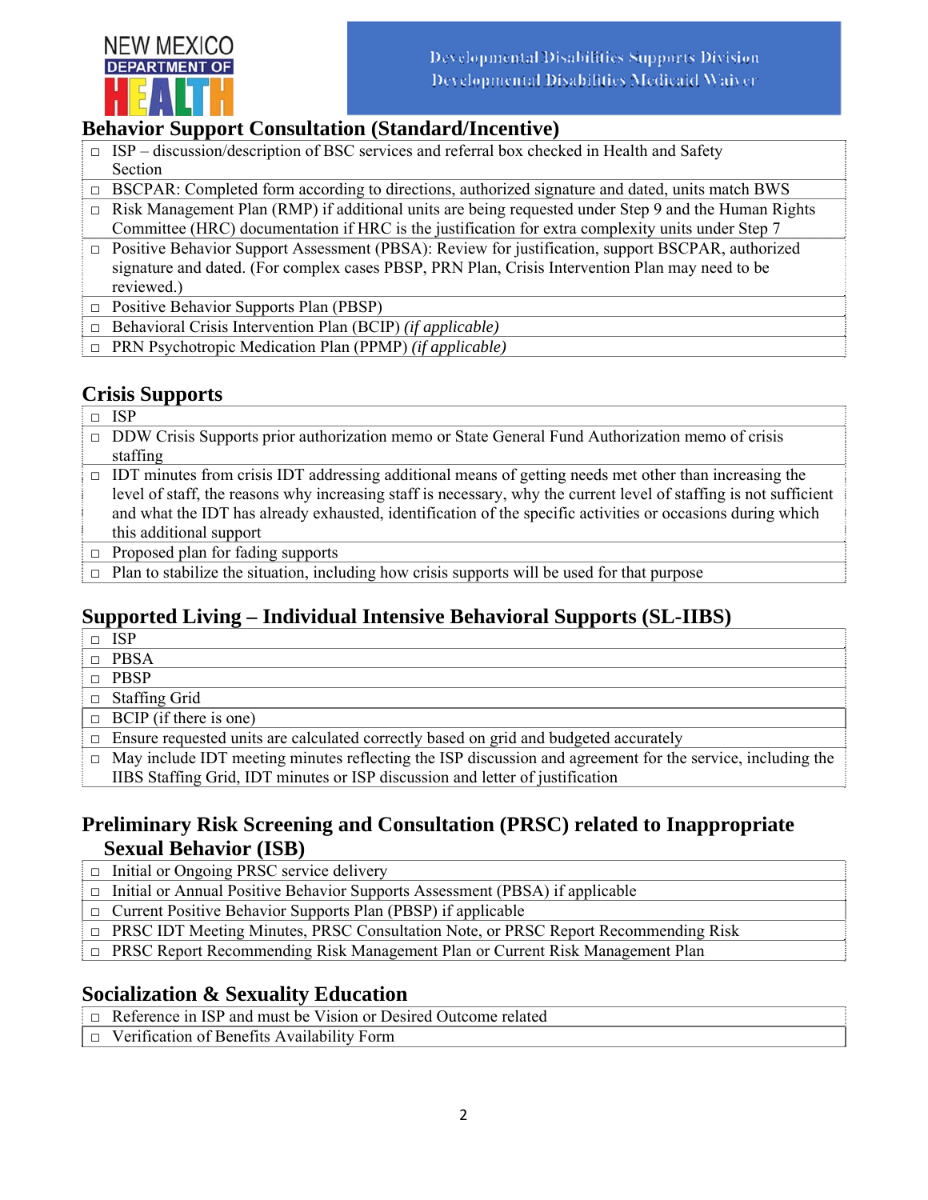## Behavior Support Consultation (Standard/Incentive)

- ☐ ISP – discussion/description of BSC services and referral box checked in Health and Safety Section
- ☐ BSCPAR: Completed form according to directions, authorized signature and dated, units match BWS
- ☐ Risk Management Plan (RMP) if additional units are being requested under Step 9 and the Human Rights Committee (HRC) documentation if HRC is the justification for extra complexity units under Step 7
- ☐ Positive Behavior Support Assessment (PBSA): Review for justification, support BSCPAR, authorized signature and dated. (For complex cases PBSP, PRN Plan, Crisis Intervention Plan may need to be reviewed.)
- ☐ Positive Behavior Supports Plan (PBSP)
- ☐ Behavioral Crisis Intervention Plan (BCIP) *(if applicable)*
- ☐ PRN Psychotropic Medication Plan (PPMP) *(if applicable)*

## Crisis Supports

- ☐ ISP
- ☐ DDW Crisis Supports prior authorization memo or State General Fund Authorization memo of crisis staffing
- ☐ IDT minutes from crisis IDT addressing additional means of getting needs met other than increasing the level of staff, the reasons why increasing staff is necessary, why the current level of staffing is not sufficient and what the IDT has already exhausted, identification of the specific activities or occasions during which this additional support
- ☐ Proposed plan for fading supports
- ☐ Plan to stabilize the situation, including how crisis supports will be used for that purpose

## Supported Living – Individual Intensive Behavioral Supports (SL-IIBS)

- ☐ ISP
- ☐ PBSA
- ☐ PBSP
- ☐ Staffing Grid
- ☐ BCIP (if there is one)
- ☐ Ensure requested units are calculated correctly based on grid and budgeted accurately
- ☐ May include IDT meeting minutes reflecting the ISP discussion and agreement for the service, including the IIBS Staffing Grid, IDT minutes or ISP discussion and letter of justification

## Preliminary Risk Screening and Consultation (PRSC) related to Inappropriate Sexual Behavior (ISB)

- ☐ Initial or Ongoing PRSC service delivery
- ☐ Initial or Annual Positive Behavior Supports Assessment (PBSA) if applicable
- ☐ Current Positive Behavior Supports Plan (PBSP) if applicable
- ☐ PRSC IDT Meeting Minutes, PRSC Consultation Note, or PRSC Report Recommending Risk
- ☐ PRSC Report Recommending Risk Management Plan or Current Risk Management Plan

## Socialization & Sexuality Education

- ☐ Reference in ISP and must be Vision or Desired Outcome related
- ☐ Verification of Benefits Availability Form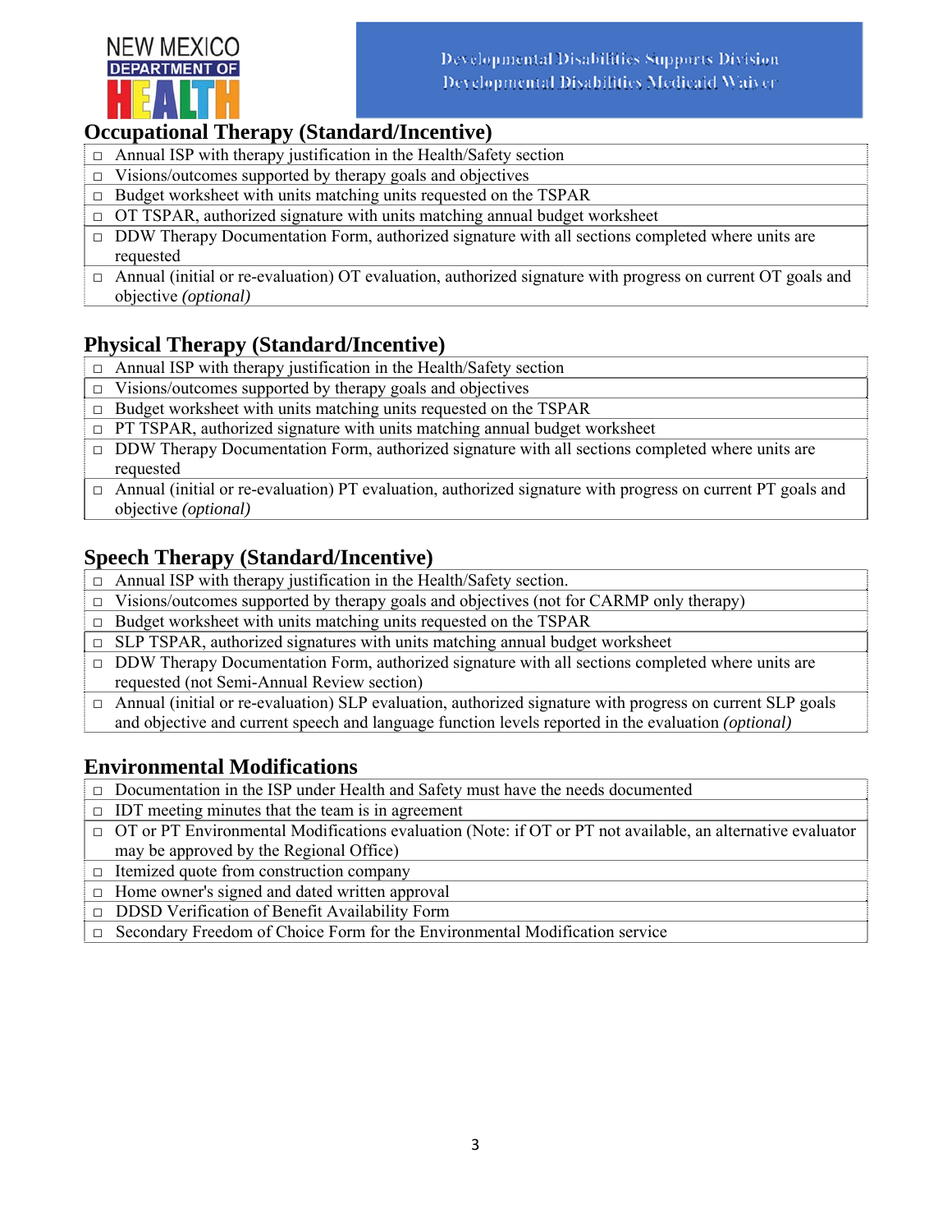## Occupational Therapy (Standard/Incentive)

- ☐ Annual ISP with therapy justification in the Health/Safety section
- ☐ Visions/outcomes supported by therapy goals and objectives
- ☐ Budget worksheet with units matching units requested on the TSPAR
- ☐ OT TSPAR, authorized signature with units matching annual budget worksheet
- ☐ DDW Therapy Documentation Form, authorized signature with all sections completed where units are requested
- ☐ Annual (initial or re-evaluation) OT evaluation, authorized signature with progress on current OT goals and objective *(optional)*

## Physical Therapy (Standard/Incentive)

- ☐ Annual ISP with therapy justification in the Health/Safety section
- ☐ Visions/outcomes supported by therapy goals and objectives
- ☐ Budget worksheet with units matching units requested on the TSPAR
- ☐ PT TSPAR, authorized signature with units matching annual budget worksheet
- ☐ DDW Therapy Documentation Form, authorized signature with all sections completed where units are requested
- ☐ Annual (initial or re-evaluation) PT evaluation, authorized signature with progress on current PT goals and objective *(optional)*

## Speech Therapy (Standard/Incentive)

- ☐ Annual ISP with therapy justification in the Health/Safety section.
- ☐ Visions/outcomes supported by therapy goals and objectives (not for CARMP only therapy)
- ☐ Budget worksheet with units matching units requested on the TSPAR
- ☐ SLP TSPAR, authorized signatures with units matching annual budget worksheet
- ☐ DDW Therapy Documentation Form, authorized signature with all sections completed where units are requested (not Semi-Annual Review section)
- ☐ Annual (initial or re-evaluation) SLP evaluation, authorized signature with progress on current SLP goals and objective and current speech and language function levels reported in the evaluation *(optional)*

## Environmental Modifications

- ☐ Documentation in the ISP under Health and Safety must have the needs documented
- ☐ IDT meeting minutes that the team is in agreement
- ☐ OT or PT Environmental Modifications evaluation (Note: if OT or PT not available, an alternative evaluator may be approved by the Regional Office)
- ☐ Itemized quote from construction company
- ☐ Home owner's signed and dated written approval
- ☐ DDSD Verification of Benefit Availability Form
- ☐ Secondary Freedom of Choice Form for the Environmental Modification service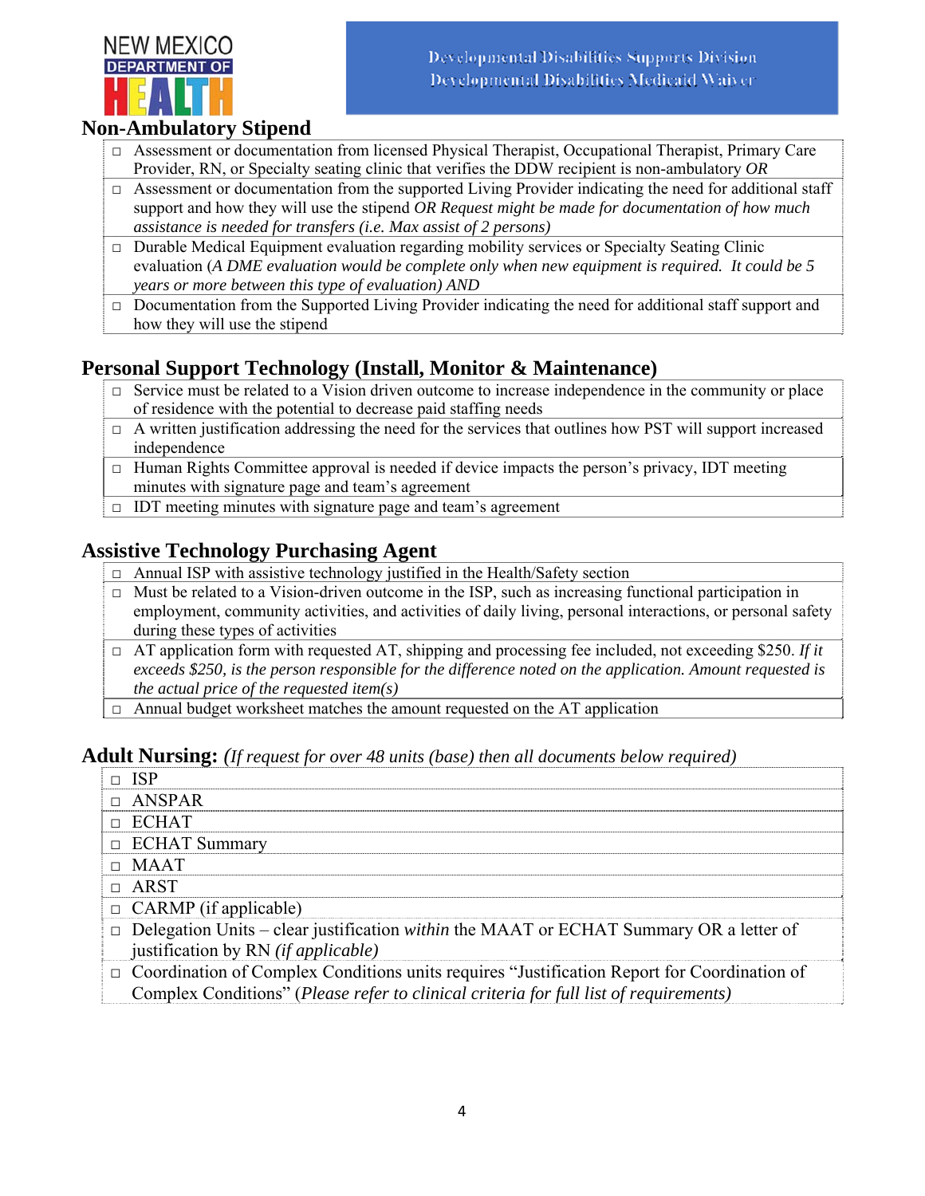## Non-Ambulatory Stipend

- □ Assessment or documentation from licensed Physical Therapist, Occupational Therapist, Primary Care Provider, RN, or Specialty seating clinic that verifies the DDW recipient is non-ambulatory *OR*
- □ Assessment or documentation from the supported Living Provider indicating the need for additional staff support and how they will use the stipend *OR Request might be made for documentation of how much assistance is needed for transfers (i.e. Max assist of 2 persons)*
- □ Durable Medical Equipment evaluation regarding mobility services or Specialty Seating Clinic evaluation (*A DME evaluation would be complete only when new equipment is required. It could be 5 years or more between this type of evaluation) AND*
- □ Documentation from the Supported Living Provider indicating the need for additional staff support and how they will use the stipend

## Personal Support Technology (Install, Monitor & Maintenance)

- □ Service must be related to a Vision driven outcome to increase independence in the community or place of residence with the potential to decrease paid staffing needs
- □ A written justification addressing the need for the services that outlines how PST will support increased independence
- □ Human Rights Committee approval is needed if device impacts the person's privacy, IDT meeting minutes with signature page and team's agreement
- □ IDT meeting minutes with signature page and team's agreement

## Assistive Technology Purchasing Agent

- □ Annual ISP with assistive technology justified in the Health/Safety section
- □ Must be related to a Vision-driven outcome in the ISP, such as increasing functional participation in employment, community activities, and activities of daily living, personal interactions, or personal safety during these types of activities
- □ AT application form with requested AT, shipping and processing fee included, not exceeding $250. *If it exceeds $250, is the person responsible for the difference noted on the application. Amount requested is the actual price of the requested item(s)*
- □ Annual budget worksheet matches the amount requested on the AT application

## Adult Nursing: *(If request for over 48 units (base) then all documents below required)*

- □ ISP
- □ ANSPAR
- □ ECHAT
- □ ECHAT Summary
- □ MAAT
- □ ARST
- □ CARMP (if applicable)
- □ Delegation Units – clear justification *within* the MAAT or ECHAT Summary OR a letter of justification by RN *(if applicable)*
- □ Coordination of Complex Conditions units requires "Justification Report for Coordination of Complex Conditions" (*Please refer to clinical criteria for full list of requirements)*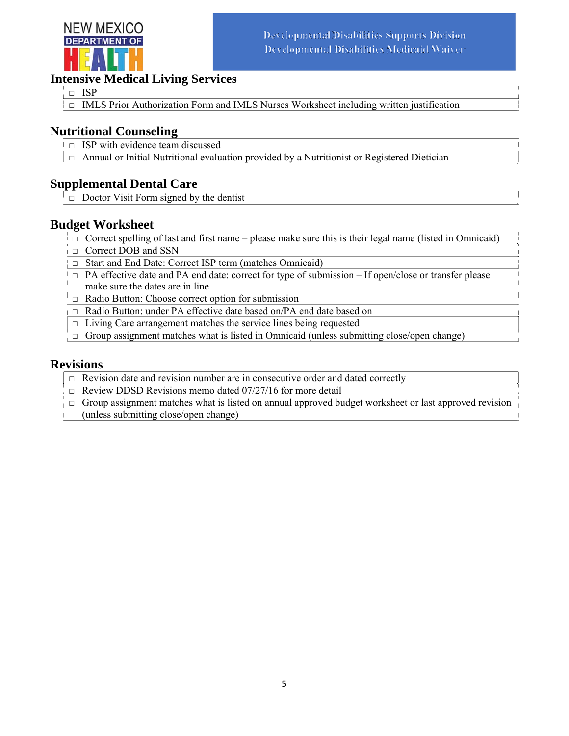## Intensive Medical Living Services

- ☐ ISP
- ☐ IMLS Prior Authorization Form and IMLS Nurses Worksheet including written justification

## Nutritional Counseling

- ☐ ISP with evidence team discussed
- ☐ Annual or Initial Nutritional evaluation provided by a Nutritionist or Registered Dietician

## Supplemental Dental Care

- ☐ Doctor Visit Form signed by the dentist

## Budget Worksheet

- ☐ Correct spelling of last and first name – please make sure this is their legal name (listed in Omnicaid)
- ☐ Correct DOB and SSN
- ☐ Start and End Date: Correct ISP term (matches Omnicaid)
- ☐ PA effective date and PA end date: correct for type of submission – If open/close or transfer please make sure the dates are in line
- ☐ Radio Button: Choose correct option for submission
- ☐ Radio Button: under PA effective date based on/PA end date based on
- ☐ Living Care arrangement matches the service lines being requested
- ☐ Group assignment matches what is listed in Omnicaid (unless submitting close/open change)

## Revisions

- ☐ Revision date and revision number are in consecutive order and dated correctly
- ☐ Review DDSD Revisions memo dated 07/27/16 for more detail
- ☐ Group assignment matches what is listed on annual approved budget worksheet or last approved revision (unless submitting close/open change)